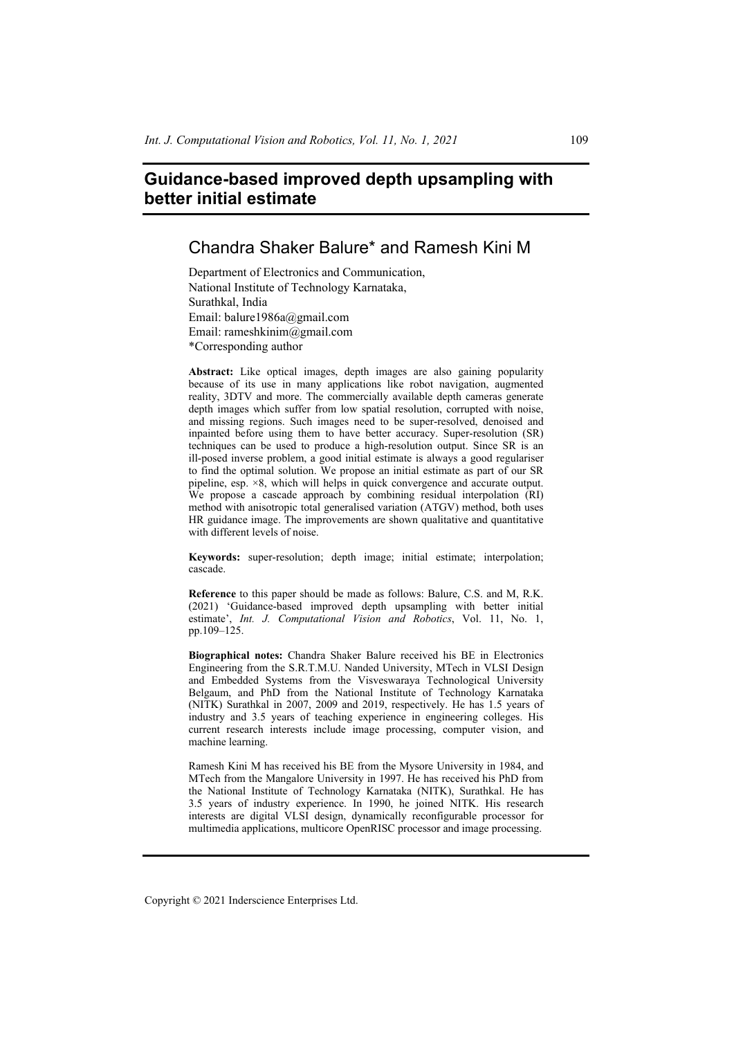# Guidance-based improved depth upsampling with better initial estimate

## Chandra Shaker Balure* and Ramesh Kini M

Department of Electronics and Communication,
National Institute of Technology Karnataka,
Surathkal, India
Email: balure1986a@gmail.com
Email: rameshkinim@gmail.com
*Corresponding author

**Abstract:** Like optical images, depth images are also gaining popularity because of its use in many applications like robot navigation, augmented reality, 3DTV and more. The commercially available depth cameras generate depth images which suffer from low spatial resolution, corrupted with noise, and missing regions. Such images need to be super-resolved, denoised and inpainted before using them to have better accuracy. Super-resolution (SR) techniques can be used to produce a high-resolution output. Since SR is an ill-posed inverse problem, a good initial estimate is always a good regulariser to find the optimal solution. We propose an initial estimate as part of our SR pipeline, esp. ×8, which will helps in quick convergence and accurate output. We propose a cascade approach by combining residual interpolation (RI) method with anisotropic total generalised variation (ATGV) method, both uses HR guidance image. The improvements are shown qualitative and quantitative with different levels of noise.

**Keywords:** super-resolution; depth image; initial estimate; interpolation; cascade.

**Reference** to this paper should be made as follows: Balure, C.S. and M, R.K. (2021) 'Guidance-based improved depth upsampling with better initial estimate', *Int. J. Computational Vision and Robotics*, Vol. 11, No. 1, pp.109–125.

**Biographical notes:** Chandra Shaker Balure received his BE in Electronics Engineering from the S.R.T.M.U. Nanded University, MTech in VLSI Design and Embedded Systems from the Visveswaraya Technological University Belgaum, and PhD from the National Institute of Technology Karnataka (NITK) Surathkal in 2007, 2009 and 2019, respectively. He has 1.5 years of industry and 3.5 years of teaching experience in engineering colleges. His current research interests include image processing, computer vision, and machine learning.

Ramesh Kini M has received his BE from the Mysore University in 1984, and MTech from the Mangalore University in 1997. He has received his PhD from the National Institute of Technology Karnataka (NITK), Surathkal. He has 3.5 years of industry experience. In 1990, he joined NITK. His research interests are digital VLSI design, dynamically reconfigurable processor for multimedia applications, multicore OpenRISC processor and image processing.

Copyright © 2021 Inderscience Enterprises Ltd.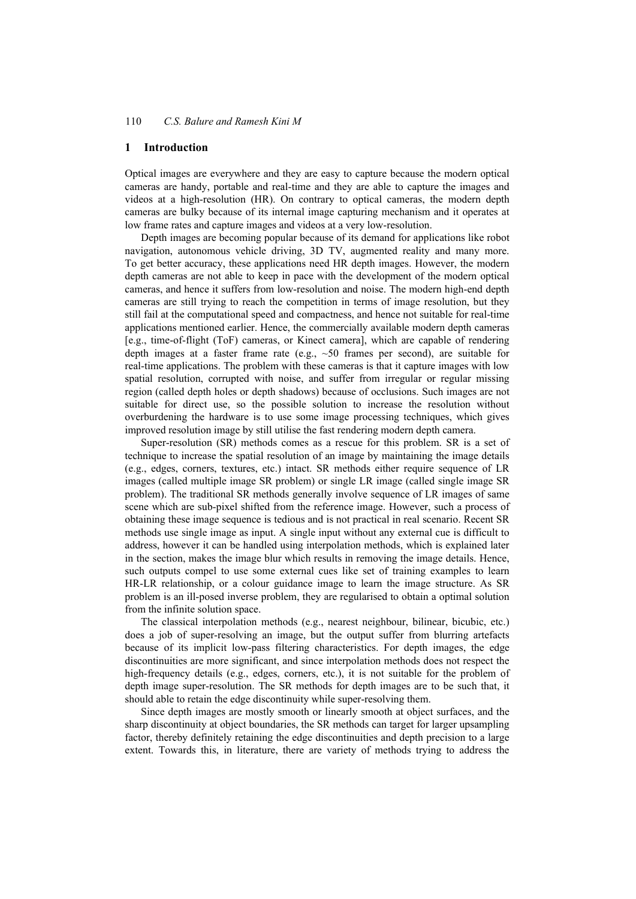## 1 Introduction

Optical images are everywhere and they are easy to capture because the modern optical cameras are handy, portable and real-time and they are able to capture the images and videos at a high-resolution (HR). On contrary to optical cameras, the modern depth cameras are bulky because of its internal image capturing mechanism and it operates at low frame rates and capture images and videos at a very low-resolution.

Depth images are becoming popular because of its demand for applications like robot navigation, autonomous vehicle driving, 3D TV, augmented reality and many more. To get better accuracy, these applications need HR depth images. However, the modern depth cameras are not able to keep in pace with the development of the modern optical cameras, and hence it suffers from low-resolution and noise. The modern high-end depth cameras are still trying to reach the competition in terms of image resolution, but they still fail at the computational speed and compactness, and hence not suitable for real-time applications mentioned earlier. Hence, the commercially available modern depth cameras [e.g., time-of-flight (ToF) cameras, or Kinect camera], which are capable of rendering depth images at a faster frame rate (e.g., ~50 frames per second), are suitable for real-time applications. The problem with these cameras is that it capture images with low spatial resolution, corrupted with noise, and suffer from irregular or regular missing region (called depth holes or depth shadows) because of occlusions. Such images are not suitable for direct use, so the possible solution to increase the resolution without overburdening the hardware is to use some image processing techniques, which gives improved resolution image by still utilise the fast rendering modern depth camera.

Super-resolution (SR) methods comes as a rescue for this problem. SR is a set of technique to increase the spatial resolution of an image by maintaining the image details (e.g., edges, corners, textures, etc.) intact. SR methods either require sequence of LR images (called multiple image SR problem) or single LR image (called single image SR problem). The traditional SR methods generally involve sequence of LR images of same scene which are sub-pixel shifted from the reference image. However, such a process of obtaining these image sequence is tedious and is not practical in real scenario. Recent SR methods use single image as input. A single input without any external cue is difficult to address, however it can be handled using interpolation methods, which is explained later in the section, makes the image blur which results in removing the image details. Hence, such outputs compel to use some external cues like set of training examples to learn HR-LR relationship, or a colour guidance image to learn the image structure. As SR problem is an ill-posed inverse problem, they are regularised to obtain a optimal solution from the infinite solution space.

The classical interpolation methods (e.g., nearest neighbour, bilinear, bicubic, etc.) does a job of super-resolving an image, but the output suffer from blurring artefacts because of its implicit low-pass filtering characteristics. For depth images, the edge discontinuities are more significant, and since interpolation methods does not respect the high-frequency details (e.g., edges, corners, etc.), it is not suitable for the problem of depth image super-resolution. The SR methods for depth images are to be such that, it should able to retain the edge discontinuity while super-resolving them.

Since depth images are mostly smooth or linearly smooth at object surfaces, and the sharp discontinuity at object boundaries, the SR methods can target for larger upsampling factor, thereby definitely retaining the edge discontinuities and depth precision to a large extent. Towards this, in literature, there are variety of methods trying to address the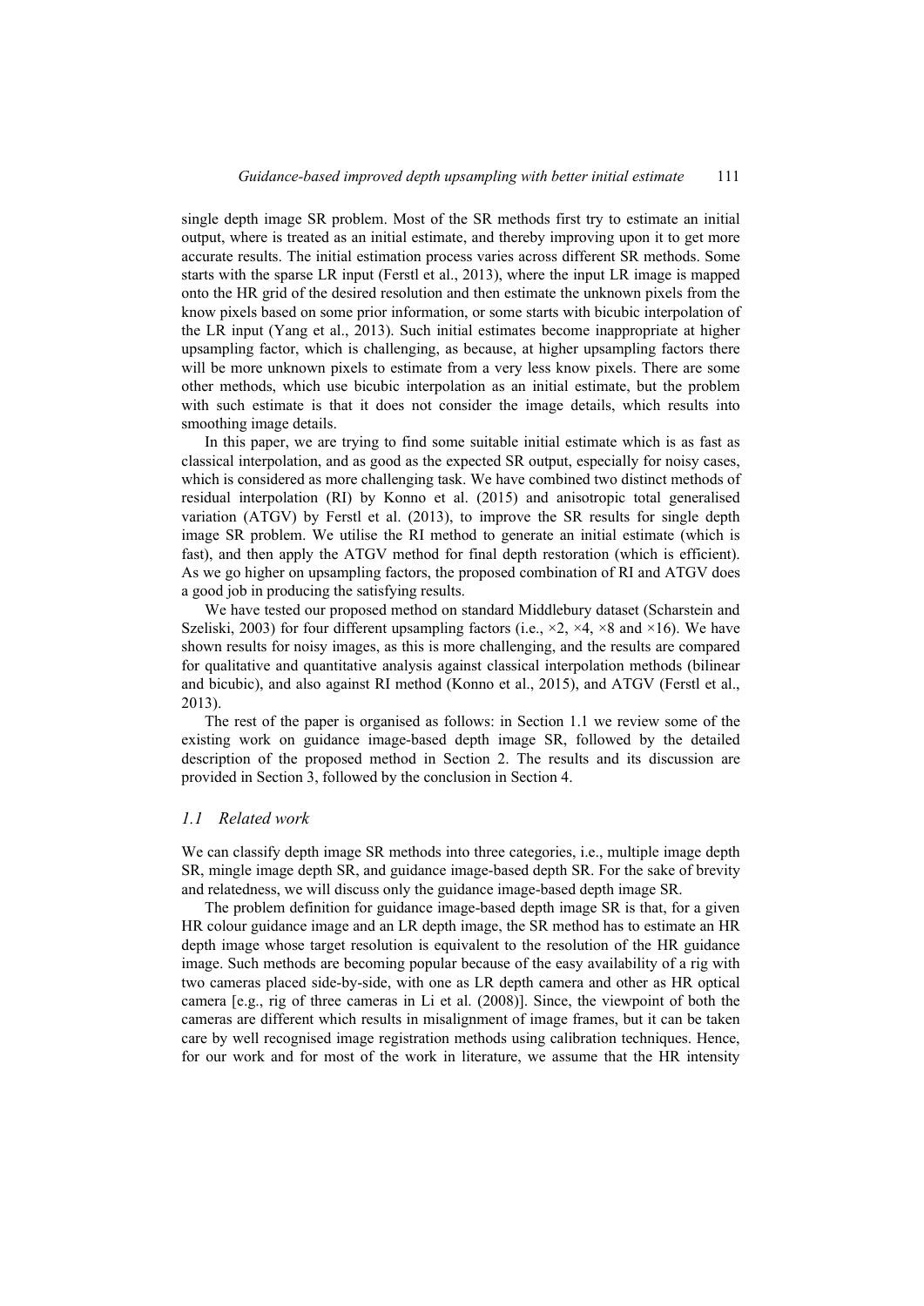single depth image SR problem. Most of the SR methods first try to estimate an initial output, where is treated as an initial estimate, and thereby improving upon it to get more accurate results. The initial estimation process varies across different SR methods. Some starts with the sparse LR input (Ferstl et al., 2013), where the input LR image is mapped onto the HR grid of the desired resolution and then estimate the unknown pixels from the know pixels based on some prior information, or some starts with bicubic interpolation of the LR input (Yang et al., 2013). Such initial estimates become inappropriate at higher upsampling factor, which is challenging, as because, at higher upsampling factors there will be more unknown pixels to estimate from a very less know pixels. There are some other methods, which use bicubic interpolation as an initial estimate, but the problem with such estimate is that it does not consider the image details, which results into smoothing image details.

In this paper, we are trying to find some suitable initial estimate which is as fast as classical interpolation, and as good as the expected SR output, especially for noisy cases, which is considered as more challenging task. We have combined two distinct methods of residual interpolation (RI) by Konno et al. (2015) and anisotropic total generalised variation (ATGV) by Ferstl et al. (2013), to improve the SR results for single depth image SR problem. We utilise the RI method to generate an initial estimate (which is fast), and then apply the ATGV method for final depth restoration (which is efficient). As we go higher on upsampling factors, the proposed combination of RI and ATGV does a good job in producing the satisfying results.

We have tested our proposed method on standard Middlebury dataset (Scharstein and Szeliski, 2003) for four different upsampling factors (i.e., ×2, ×4, ×8 and ×16). We have shown results for noisy images, as this is more challenging, and the results are compared for qualitative and quantitative analysis against classical interpolation methods (bilinear and bicubic), and also against RI method (Konno et al., 2015), and ATGV (Ferstl et al., 2013).

The rest of the paper is organised as follows: in Section 1.1 we review some of the existing work on guidance image-based depth image SR, followed by the detailed description of the proposed method in Section 2. The results and its discussion are provided in Section 3, followed by the conclusion in Section 4.

### *1.1 Related work*

We can classify depth image SR methods into three categories, i.e., multiple image depth SR, mingle image depth SR, and guidance image-based depth SR. For the sake of brevity and relatedness, we will discuss only the guidance image-based depth image SR.

The problem definition for guidance image-based depth image SR is that, for a given HR colour guidance image and an LR depth image, the SR method has to estimate an HR depth image whose target resolution is equivalent to the resolution of the HR guidance image. Such methods are becoming popular because of the easy availability of a rig with two cameras placed side-by-side, with one as LR depth camera and other as HR optical camera [e.g., rig of three cameras in Li et al. (2008)]. Since, the viewpoint of both the cameras are different which results in misalignment of image frames, but it can be taken care by well recognised image registration methods using calibration techniques. Hence, for our work and for most of the work in literature, we assume that the HR intensity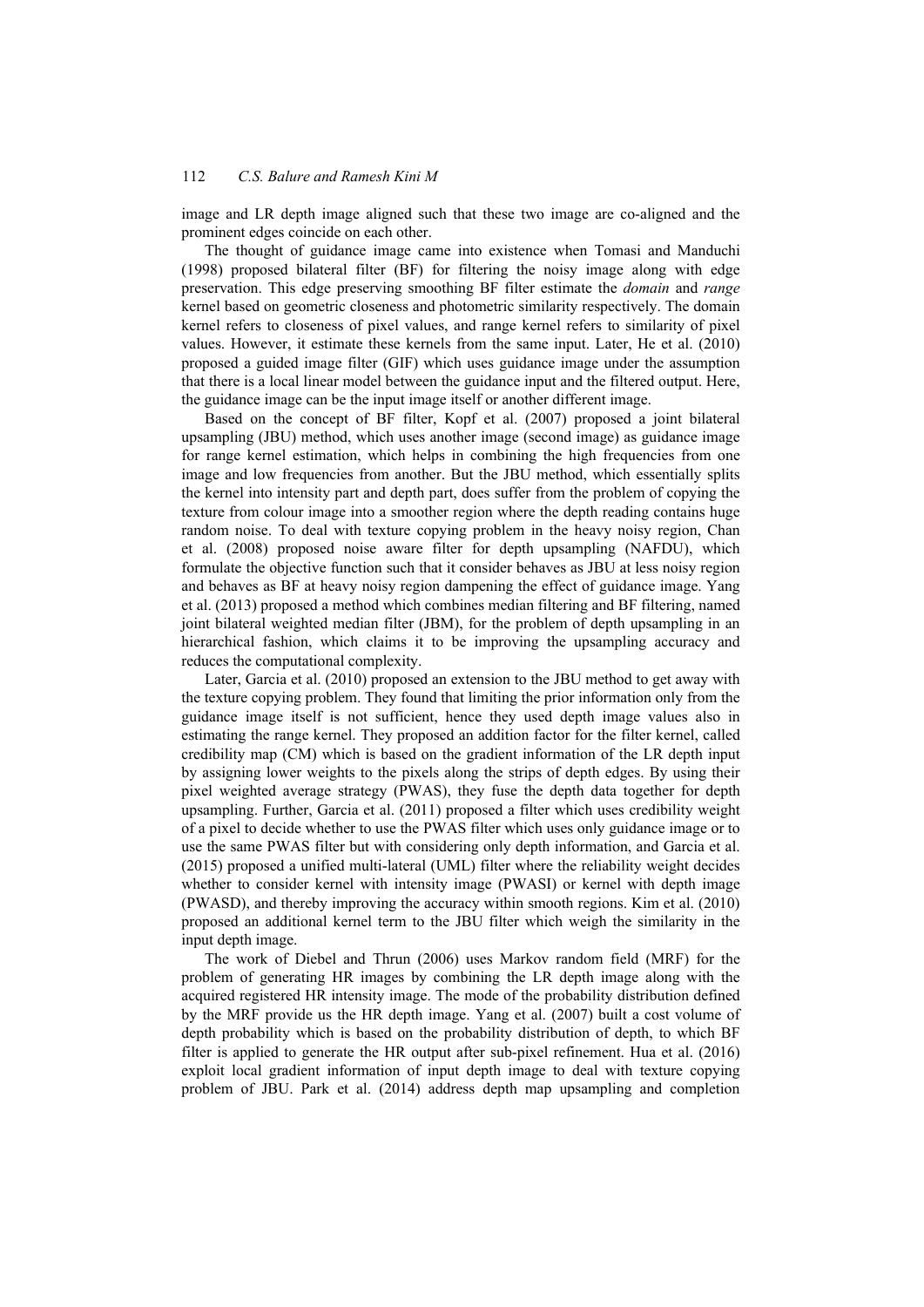image and LR depth image aligned such that these two image are co-aligned and the prominent edges coincide on each other.

The thought of guidance image came into existence when Tomasi and Manduchi (1998) proposed bilateral filter (BF) for filtering the noisy image along with edge preservation. This edge preserving smoothing BF filter estimate the *domain* and *range* kernel based on geometric closeness and photometric similarity respectively. The domain kernel refers to closeness of pixel values, and range kernel refers to similarity of pixel values. However, it estimate these kernels from the same input. Later, He et al. (2010) proposed a guided image filter (GIF) which uses guidance image under the assumption that there is a local linear model between the guidance input and the filtered output. Here, the guidance image can be the input image itself or another different image.

Based on the concept of BF filter, Kopf et al. (2007) proposed a joint bilateral upsampling (JBU) method, which uses another image (second image) as guidance image for range kernel estimation, which helps in combining the high frequencies from one image and low frequencies from another. But the JBU method, which essentially splits the kernel into intensity part and depth part, does suffer from the problem of copying the texture from colour image into a smoother region where the depth reading contains huge random noise. To deal with texture copying problem in the heavy noisy region, Chan et al. (2008) proposed noise aware filter for depth upsampling (NAFDU), which formulate the objective function such that it consider behaves as JBU at less noisy region and behaves as BF at heavy noisy region dampening the effect of guidance image. Yang et al. (2013) proposed a method which combines median filtering and BF filtering, named joint bilateral weighted median filter (JBM), for the problem of depth upsampling in an hierarchical fashion, which claims it to be improving the upsampling accuracy and reduces the computational complexity.

Later, Garcia et al. (2010) proposed an extension to the JBU method to get away with the texture copying problem. They found that limiting the prior information only from the guidance image itself is not sufficient, hence they used depth image values also in estimating the range kernel. They proposed an addition factor for the filter kernel, called credibility map (CM) which is based on the gradient information of the LR depth input by assigning lower weights to the pixels along the strips of depth edges. By using their pixel weighted average strategy (PWAS), they fuse the depth data together for depth upsampling. Further, Garcia et al. (2011) proposed a filter which uses credibility weight of a pixel to decide whether to use the PWAS filter which uses only guidance image or to use the same PWAS filter but with considering only depth information, and Garcia et al. (2015) proposed a unified multi-lateral (UML) filter where the reliability weight decides whether to consider kernel with intensity image (PWASI) or kernel with depth image (PWASD), and thereby improving the accuracy within smooth regions. Kim et al. (2010) proposed an additional kernel term to the JBU filter which weigh the similarity in the input depth image.

The work of Diebel and Thrun (2006) uses Markov random field (MRF) for the problem of generating HR images by combining the LR depth image along with the acquired registered HR intensity image. The mode of the probability distribution defined by the MRF provide us the HR depth image. Yang et al. (2007) built a cost volume of depth probability which is based on the probability distribution of depth, to which BF filter is applied to generate the HR output after sub-pixel refinement. Hua et al. (2016) exploit local gradient information of input depth image to deal with texture copying problem of JBU. Park et al. (2014) address depth map upsampling and completion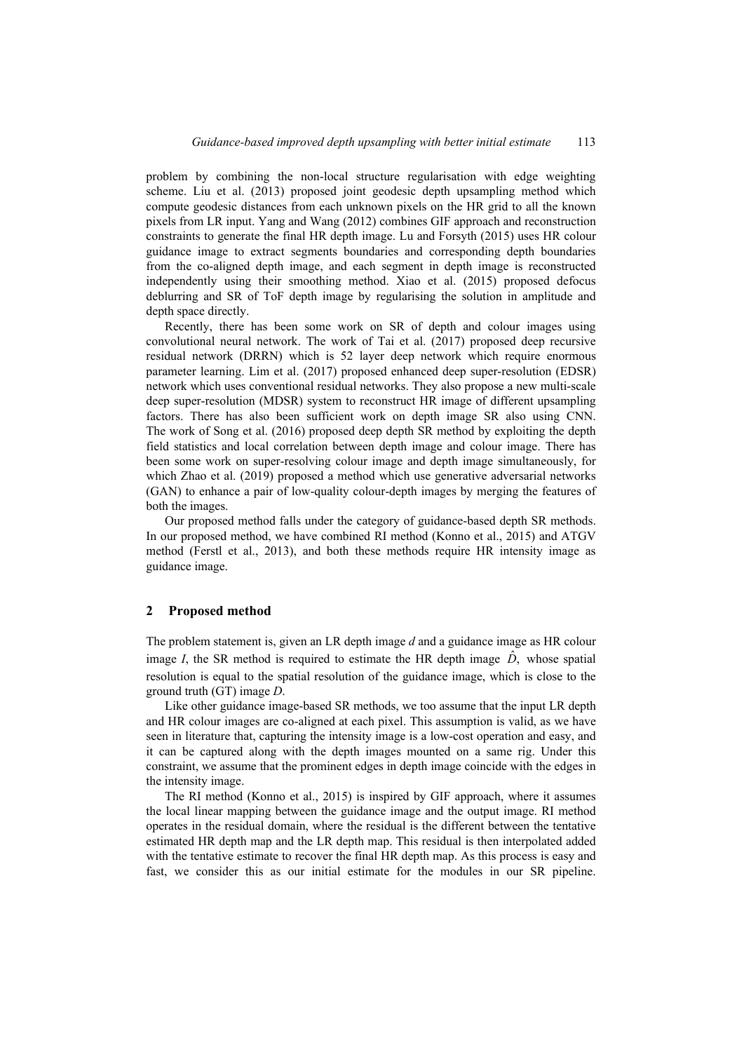problem by combining the non-local structure regularisation with edge weighting scheme. Liu et al. (2013) proposed joint geodesic depth upsampling method which compute geodesic distances from each unknown pixels on the HR grid to all the known pixels from LR input. Yang and Wang (2012) combines GIF approach and reconstruction constraints to generate the final HR depth image. Lu and Forsyth (2015) uses HR colour guidance image to extract segments boundaries and corresponding depth boundaries from the co-aligned depth image, and each segment in depth image is reconstructed independently using their smoothing method. Xiao et al. (2015) proposed defocus deblurring and SR of ToF depth image by regularising the solution in amplitude and depth space directly.

Recently, there has been some work on SR of depth and colour images using convolutional neural network. The work of Tai et al. (2017) proposed deep recursive residual network (DRRN) which is 52 layer deep network which require enormous parameter learning. Lim et al. (2017) proposed enhanced deep super-resolution (EDSR) network which uses conventional residual networks. They also propose a new multi-scale deep super-resolution (MDSR) system to reconstruct HR image of different upsampling factors. There has also been sufficient work on depth image SR also using CNN. The work of Song et al. (2016) proposed deep depth SR method by exploiting the depth field statistics and local correlation between depth image and colour image. There has been some work on super-resolving colour image and depth image simultaneously, for which Zhao et al. (2019) proposed a method which use generative adversarial networks (GAN) to enhance a pair of low-quality colour-depth images by merging the features of both the images.

Our proposed method falls under the category of guidance-based depth SR methods. In our proposed method, we have combined RI method (Konno et al., 2015) and ATGV method (Ferstl et al., 2013), and both these methods require HR intensity image as guidance image.

## 2 Proposed method

The problem statement is, given an LR depth image $d$ and a guidance image as HR colour image $I$, the SR method is required to estimate the HR depth image $\hat{D}$, whose spatial resolution is equal to the spatial resolution of the guidance image, which is close to the ground truth (GT) image $D$.

Like other guidance image-based SR methods, we too assume that the input LR depth and HR colour images are co-aligned at each pixel. This assumption is valid, as we have seen in literature that, capturing the intensity image is a low-cost operation and easy, and it can be captured along with the depth images mounted on a same rig. Under this constraint, we assume that the prominent edges in depth image coincide with the edges in the intensity image.

The RI method (Konno et al., 2015) is inspired by GIF approach, where it assumes the local linear mapping between the guidance image and the output image. RI method operates in the residual domain, where the residual is the different between the tentative estimated HR depth map and the LR depth map. This residual is then interpolated added with the tentative estimate to recover the final HR depth map. As this process is easy and fast, we consider this as our initial estimate for the modules in our SR pipeline.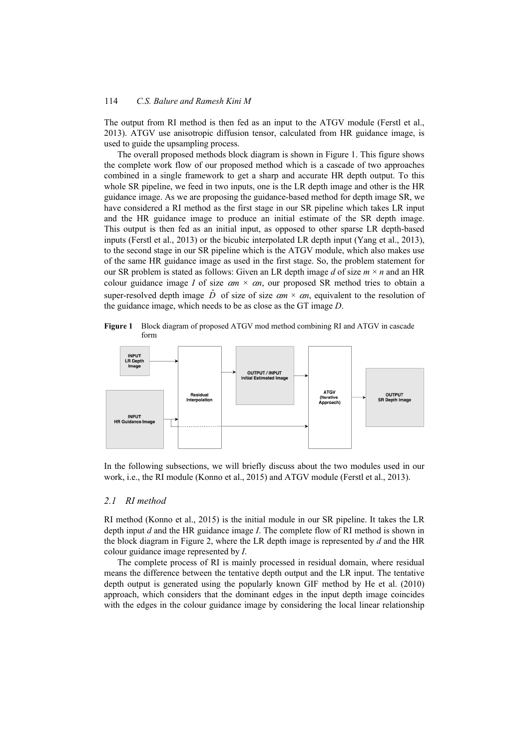The output from RI method is then fed as an input to the ATGV module (Ferstl et al., 2013). ATGV use anisotropic diffusion tensor, calculated from HR guidance image, is used to guide the upsampling process.

The overall proposed methods block diagram is shown in Figure 1. This figure shows the complete work flow of our proposed method which is a cascade of two approaches combined in a single framework to get a sharp and accurate HR depth output. To this whole SR pipeline, we feed in two inputs, one is the LR depth image and other is the HR guidance image. As we are proposing the guidance-based method for depth image SR, we have considered a RI method as the first stage in our SR pipeline which takes LR input and the HR guidance image to produce an initial estimate of the SR depth image. This output is then fed as an initial input, as opposed to other sparse LR depth-based inputs (Ferstl et al., 2013) or the bicubic interpolated LR depth input (Yang et al., 2013), to the second stage in our SR pipeline which is the ATGV module, which also makes use of the same HR guidance image as used in the first stage. So, the problem statement for our SR problem is stated as follows: Given an LR depth image $d$ of size $m \times n$ and an HR colour guidance image $I$ of size $\alpha m \times \alpha n$, our proposed SR method tries to obtain a super-resolved depth image $\hat{D}$ of size of size $\alpha m \times \alpha n$, equivalent to the resolution of the guidance image, which needs to be as close as the GT image $D$.

**Figure 1** Block diagram of proposed ATGV mod method combining RI and ATGV in cascade form

In the following subsections, we will briefly discuss about the two modules used in our work, i.e., the RI module (Konno et al., 2015) and ATGV module (Ferstl et al., 2013).

### 2.1 RI method

RI method (Konno et al., 2015) is the initial module in our SR pipeline. It takes the LR depth input $d$ and the HR guidance image $I$. The complete flow of RI method is shown in the block diagram in Figure 2, where the LR depth image is represented by $d$ and the HR colour guidance image represented by $I$.

The complete process of RI is mainly processed in residual domain, where residual means the difference between the tentative depth output and the LR input. The tentative depth output is generated using the popularly known GIF method by He et al. (2010) approach, which considers that the dominant edges in the input depth image coincides with the edges in the colour guidance image by considering the local linear relationship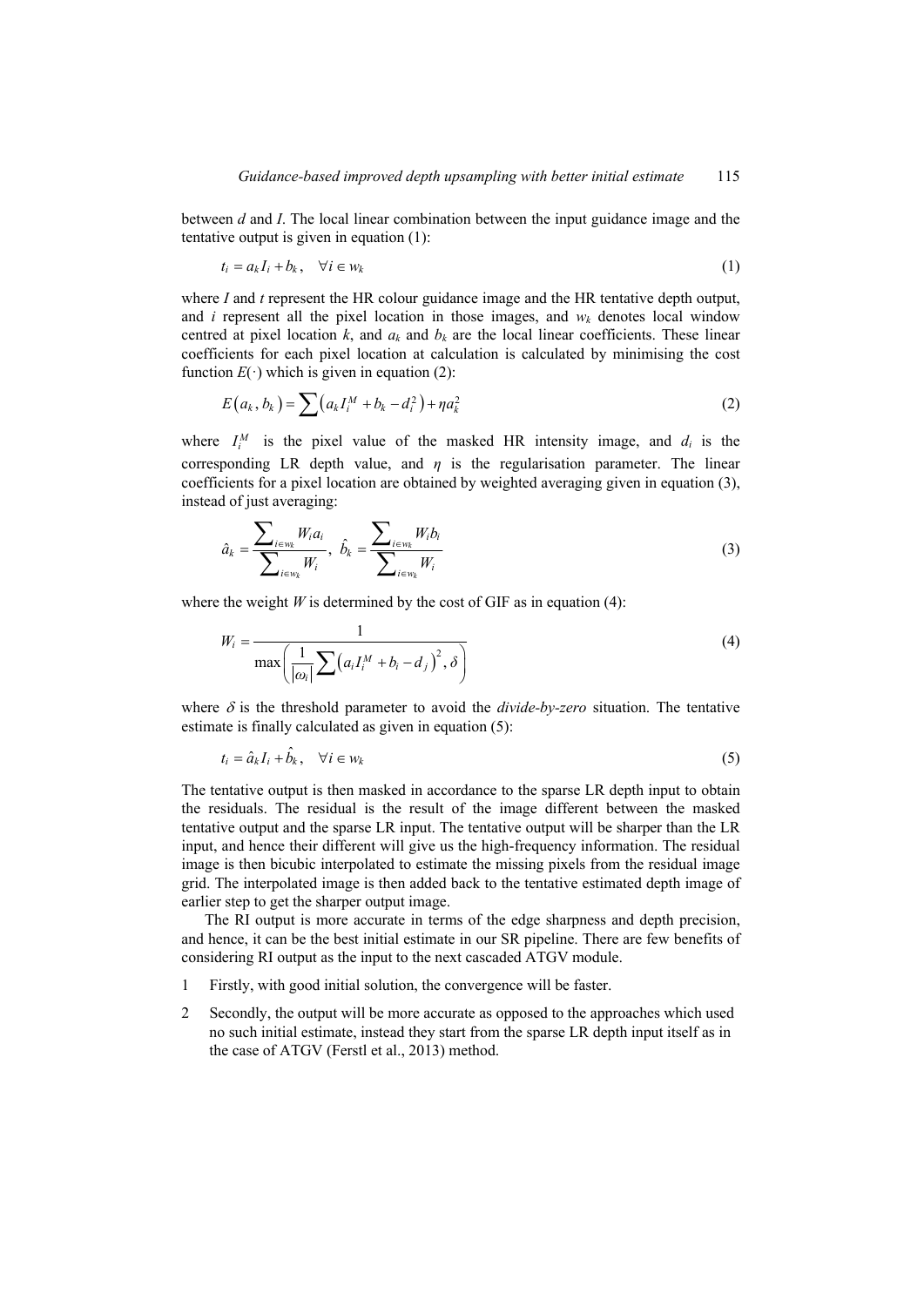between $d$ and $I$. The local linear combination between the input guidance image and the tentative output is given in equation (1):

$$t_i = a_k I_i + b_k, \quad \forall i \in w_k \tag{1}$$

where $I$ and $t$ represent the HR colour guidance image and the HR tentative depth output, and $i$ represent all the pixel location in those images, and $w_k$ denotes local window centred at pixel location $k$, and $a_k$ and $b_k$ are the local linear coefficients. These linear coefficients for each pixel location at calculation is calculated by minimising the cost function $E(\cdot)$ which is given in equation (2):

$$E(a_k, b_k) = \sum \left( a_k I_i^M + b_k - d_i^2 \right) + \eta a_k^2 \tag{2}$$

where $I_i^M$ is the pixel value of the masked HR intensity image, and $d_i$ is the corresponding LR depth value, and $\eta$ is the regularisation parameter. The linear coefficients for a pixel location are obtained by weighted averaging given in equation (3), instead of just averaging:

$$\hat{a}_k = \frac{\sum_{i \in w_k} W_i a_i}{\sum_{i \in w_k} W_i}, \quad \hat{b}_k = \frac{\sum_{i \in w_k} W_i b_i}{\sum_{i \in w_k} W_i} \tag{3}$$

where the weight $W$ is determined by the cost of GIF as in equation (4):

$$W_i = \frac{1}{\max\left( \frac{1}{|\omega_i|} \sum \left( a_i I_i^M + b_i - d_j \right)^2, \delta \right)} \tag{4}$$

where $\delta$ is the threshold parameter to avoid the *divide-by-zero* situation. The tentative estimate is finally calculated as given in equation (5):

$$t_i = \hat{a}_k I_i + \hat{b}_k, \quad \forall i \in w_k \tag{5}$$

The tentative output is then masked in accordance to the sparse LR depth input to obtain the residuals. The residual is the result of the image different between the masked tentative output and the sparse LR input. The tentative output will be sharper than the LR input, and hence their different will give us the high-frequency information. The residual image is then bicubic interpolated to estimate the missing pixels from the residual image grid. The interpolated image is then added back to the tentative estimated depth image of earlier step to get the sharper output image.

The RI output is more accurate in terms of the edge sharpness and depth precision, and hence, it can be the best initial estimate in our SR pipeline. There are few benefits of considering RI output as the input to the next cascaded ATGV module.

1 Firstly, with good initial solution, the convergence will be faster.

2 Secondly, the output will be more accurate as opposed to the approaches which used no such initial estimate, instead they start from the sparse LR depth input itself as in the case of ATGV (Ferstl et al., 2013) method.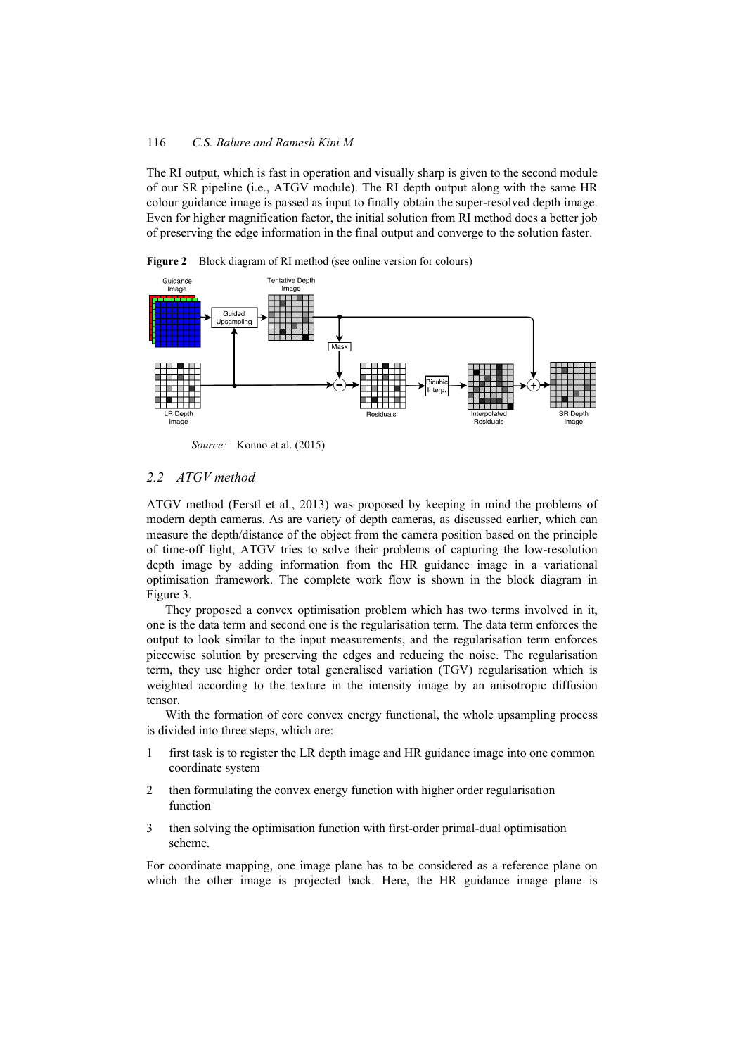The RI output, which is fast in operation and visually sharp is given to the second module of our SR pipeline (i.e., ATGV module). The RI depth output along with the same HR colour guidance image is passed as input to finally obtain the super-resolved depth image. Even for higher magnification factor, the initial solution from RI method does a better job of preserving the edge information in the final output and converge to the solution faster.

**Figure 2** Block diagram of RI method (see online version for colours)

*Source:* Konno et al. (2015)

## 2.2 *ATGV method*

ATGV method (Ferstl et al., 2013) was proposed by keeping in mind the problems of modern depth cameras. As are variety of depth cameras, as discussed earlier, which can measure the depth/distance of the object from the camera position based on the principle of time-off light, ATGV tries to solve their problems of capturing the low-resolution depth image by adding information from the HR guidance image in a variational optimisation framework. The complete work flow is shown in the block diagram in Figure 3.

They proposed a convex optimisation problem which has two terms involved in it, one is the data term and second one is the regularisation term. The data term enforces the output to look similar to the input measurements, and the regularisation term enforces piecewise solution by preserving the edges and reducing the noise. The regularisation term, they use higher order total generalised variation (TGV) regularisation which is weighted according to the texture in the intensity image by an anisotropic diffusion tensor.

With the formation of core convex energy functional, the whole upsampling process is divided into three steps, which are:

1. first task is to register the LR depth image and HR guidance image into one common coordinate system
2. then formulating the convex energy function with higher order regularisation function
3. then solving the optimisation function with first-order primal-dual optimisation scheme.

For coordinate mapping, one image plane has to be considered as a reference plane on which the other image is projected back. Here, the HR guidance image plane is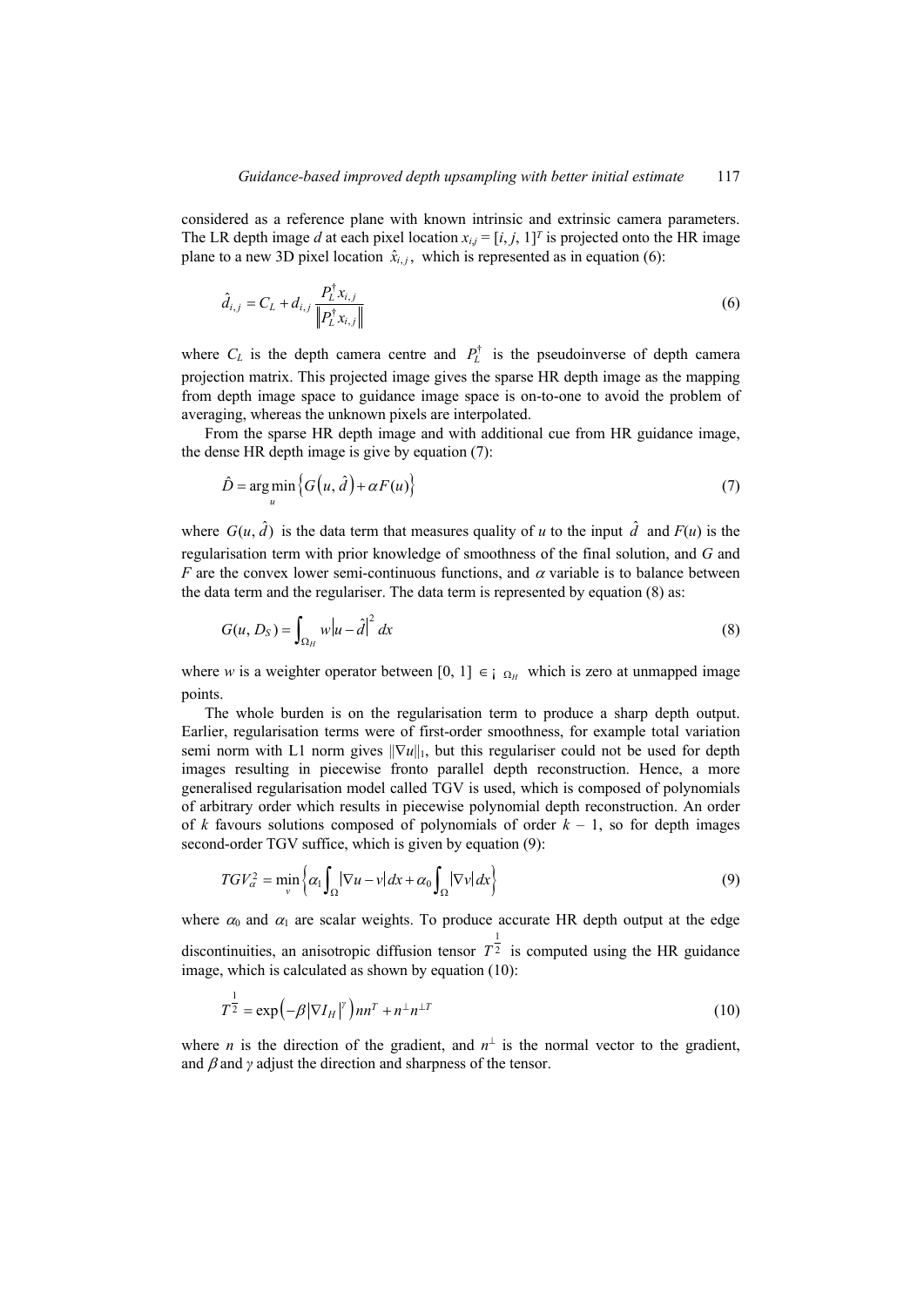considered as a reference plane with known intrinsic and extrinsic camera parameters. The LR depth image $d$ at each pixel location $x_{i,j} = [i, j, 1]^T$ is projected onto the HR image plane to a new 3D pixel location $\hat{x}_{i,j}$, which is represented as in equation (6):

$$\hat{d}_{i,j} = C_L + d_{i,j} \frac{P_L^{\dagger} x_{i,j}}{\left\| P_L^{\dagger} x_{i,j} \right\|} \tag{6}$$

where $C_L$ is the depth camera centre and $P_L^{\dagger}$ is the pseudoinverse of depth camera projection matrix. This projected image gives the sparse HR depth image as the mapping from depth image space to guidance image space is on-to-one to avoid the problem of averaging, whereas the unknown pixels are interpolated.

From the sparse HR depth image and with additional cue from HR guidance image, the dense HR depth image is give by equation (7):

$$\hat{D} = \arg\min_{u} \left\{ G\left(u, \hat{d}\right) + \alpha F(u) \right\} \tag{7}$$

where $G(u, \hat{d})$ is the data term that measures quality of $u$ to the input $\hat{d}$ and $F(u)$ is the regularisation term with prior knowledge of smoothness of the final solution, and $G$ and $F$ are the convex lower semi-continuous functions, and $\alpha$ variable is to balance between the data term and the regulariser. The data term is represented by equation (8) as:

$$G(u, D_S) = \int_{\Omega_H} w \left| u - \hat{d} \right|^2 dx \tag{8}$$

where $w$ is a weighter operator between [0, 1] $\in$ ¡ $_{\Omega_H}$ which is zero at unmapped image points.

The whole burden is on the regularisation term to produce a sharp depth output. Earlier, regularisation terms were of first-order smoothness, for example total variation semi norm with L1 norm gives $\|\nabla u\|_1$, but this regulariser could not be used for depth images resulting in piecewise fronto parallel depth reconstruction. Hence, a more generalised regularisation model called TGV is used, which is composed of polynomials of arbitrary order which results in piecewise polynomial depth reconstruction. An order of $k$ favours solutions composed of polynomials of order $k - 1$, so for depth images second-order TGV suffice, which is given by equation (9):

$$TGV_{\alpha}^{2} = \min_{v} \left\{ \alpha_1 \int_{\Omega} \left| \nabla u - v \right| dx + \alpha_0 \int_{\Omega} \left| \nabla v \right| dx \right\} \tag{9}$$

where $\alpha_0$ and $\alpha_1$ are scalar weights. To produce accurate HR depth output at the edge discontinuities, an anisotropic diffusion tensor $T^{\frac{1}{2}}$ is computed using the HR guidance image, which is calculated as shown by equation (10):

$$T^{\frac{1}{2}} = \exp\left( -\beta \left| \nabla I_H \right|^{\gamma} \right) n n^T + n^{\perp} n^{\perp T} \tag{10}$$

where $n$ is the direction of the gradient, and $n^{\perp}$ is the normal vector to the gradient, and $\beta$ and $\gamma$ adjust the direction and sharpness of the tensor.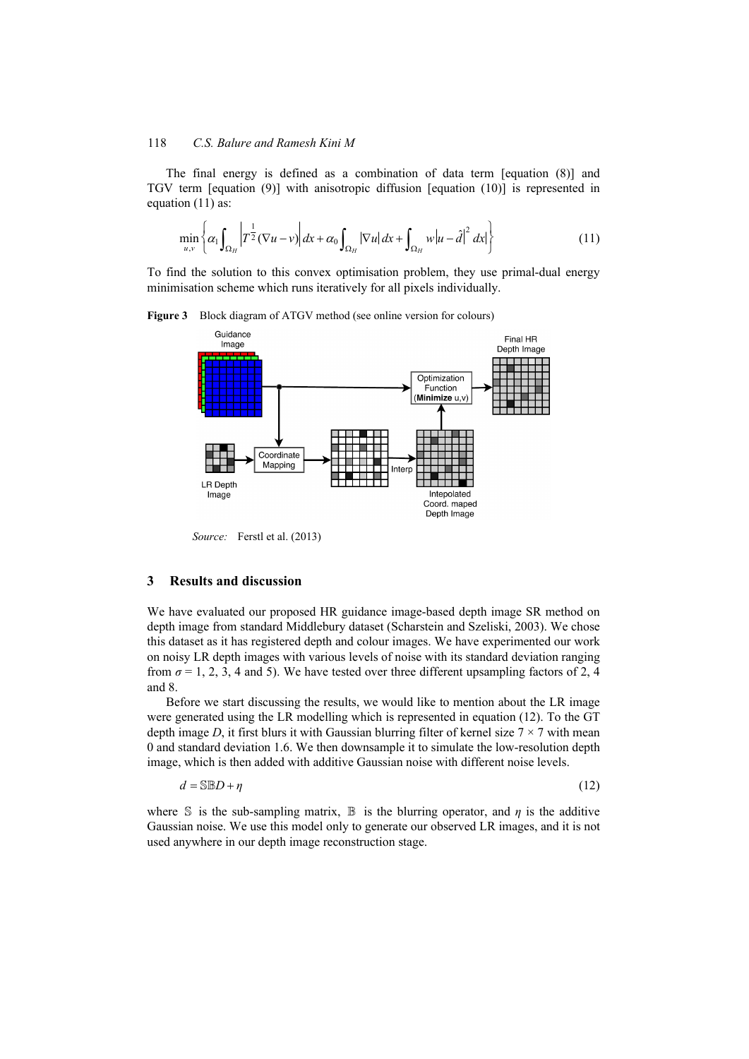The final energy is defined as a combination of data term [equation (8)] and TGV term [equation (9)] with anisotropic diffusion [equation (10)] is represented in equation (11) as:

$$\min_{u,v}\left\{\alpha_1 \int_{\Omega_H} \left|T^{\frac{1}{2}}(\nabla u - v)\right| dx + \alpha_0 \int_{\Omega_H} |\nabla u|\, dx + \int_{\Omega_H} w \left|u - \hat{d}\right|^2 dx\right\} \tag{11}$$

To find the solution to this convex optimisation problem, they use primal-dual energy minimisation scheme which runs iteratively for all pixels individually.

**Figure 3** Block diagram of ATGV method (see online version for colours)

*Source:* Ferstl et al. (2013)

## 3 Results and discussion

We have evaluated our proposed HR guidance image-based depth image SR method on depth image from standard Middlebury dataset (Scharstein and Szeliski, 2003). We chose this dataset as it has registered depth and colour images. We have experimented our work on noisy LR depth images with various levels of noise with its standard deviation ranging from $\sigma$ = 1, 2, 3, 4 and 5). We have tested over three different upsampling factors of 2, 4 and 8.

Before we start discussing the results, we would like to mention about the LR image were generated using the LR modelling which is represented in equation (12). To the GT depth image $D$, it first blurs it with Gaussian blurring filter of kernel size 7 × 7 with mean 0 and standard deviation 1.6. We then downsample it to simulate the low-resolution depth image, which is then added with additive Gaussian noise with different noise levels.

$$d = \mathbb{S}\mathbb{B}D + \eta \tag{12}$$

where $\mathbb{S}$ is the sub-sampling matrix, $\mathbb{B}$ is the blurring operator, and $\eta$ is the additive Gaussian noise. We use this model only to generate our observed LR images, and it is not used anywhere in our depth image reconstruction stage.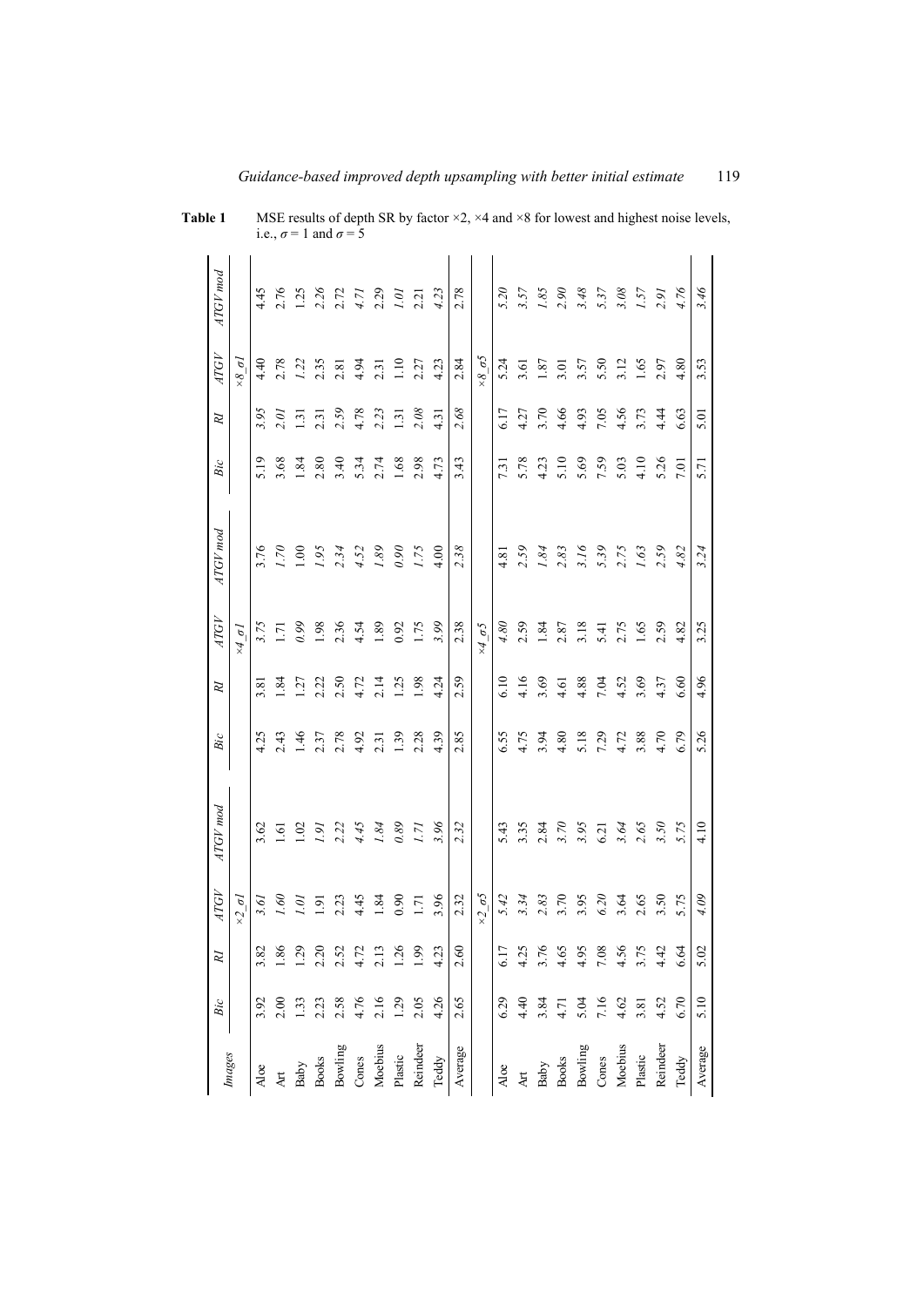**Table 1** MSE results of depth SR by factor ×2, ×4 and ×8 for lowest and highest noise levels, i.e., $\sigma = 1$ and $\sigma = 5$

| *Images* | *Bic* | *RI* | *ATGV* | *ATGV mod* | *Bic* | *RI* | *ATGV* | *ATGV mod* | *Bic* | *RI* | *ATGV* | *ATGV mod* |
|---|---|---|---|---|---|---|---|---|---|---|---|---|
| | | | *×2_σ1* | | | | *×4_σ1* | | | | *×8_σ1* | |
| Aloe | 3.92 | 3.82 | *3.61* | 3.62 | 4.25 | 3.81 | *3.75* | 3.76 | 5.19 | *3.95* | 4.40 | 4.45 |
| Art | 2.00 | 1.86 | *1.60* | 1.61 | 2.43 | 1.84 | 1.71 | *1.70* | 3.68 | *2.01* | 2.78 | 2.76 |
| Baby | 1.33 | 1.29 | *1.01* | 1.02 | 1.46 | 1.27 | *0.99* | 1.00 | 1.84 | 1.31 | *1.22* | 1.25 |
| Books | 2.23 | 2.20 | 1.91 | *1.91* | 2.37 | 2.22 | 1.98 | *1.95* | 2.80 | 2.31 | 2.35 | *2.26* |
| Bowling | 2.58 | 2.52 | 2.23 | *2.22* | 2.78 | 2.50 | 2.36 | *2.34* | 3.40 | *2.59* | 2.81 | 2.72 |
| Cones | 4.76 | 4.72 | 4.45 | *4.45* | 4.92 | 4.72 | 4.54 | *4.52* | 5.34 | 4.78 | 4.94 | *4.71* |
| Moebius | 2.16 | 2.13 | 1.84 | *1.84* | 2.31 | 2.14 | 1.89 | *1.89* | 2.74 | *2.23* | 2.31 | 2.29 |
| Plastic | 1.29 | 1.26 | 0.90 | *0.89* | 1.39 | 1.25 | 0.92 | *0.90* | 1.68 | 1.31 | 1.10 | *1.01* |
| Reindeer | 2.05 | 1.99 | 1.71 | *1.71* | 2.28 | 1.98 | 1.75 | *1.75* | 2.98 | *2.08* | 2.27 | 2.21 |
| Teddy | 4.26 | 4.23 | 3.96 | *3.96* | 4.39 | 4.24 | *3.99* | 4.00 | 4.73 | 4.31 | 4.23 | *4.23* |
| Average | 2.65 | 2.60 | 2.32 | *2.32* | 2.85 | 2.59 | 2.38 | *2.38* | 3.43 | *2.68* | 2.84 | 2.78 |
| | | | *×2_σ5* | | | | *×4_σ5* | | | | *×8_σ5* | |
| Aloe | 6.29 | 6.17 | *5.42* | 5.43 | 6.55 | 6.10 | *4.80* | 4.81 | 7.31 | 6.17 | 5.24 | *5.20* |
| Art | 4.40 | 4.25 | *3.34* | 3.35 | 4.75 | 4.16 | 2.59 | *2.59* | 5.78 | 4.27 | 3.61 | *3.57* |
| Baby | 3.84 | 3.76 | *2.83* | 2.84 | 3.94 | 3.69 | 1.84 | *1.84* | 4.23 | 3.70 | 1.87 | *1.85* |
| Books | 4.71 | 4.65 | 3.70 | *3.70* | 4.80 | 4.61 | 2.87 | *2.83* | 5.10 | 4.66 | 3.01 | *2.90* |
| Bowling | 5.04 | 4.95 | 3.95 | *3.95* | 5.18 | 4.88 | 3.18 | *3.16* | 5.69 | 4.93 | 3.57 | *3.48* |
| Cones | 7.16 | 7.08 | *6.20* | 6.21 | 7.29 | 7.04 | 5.41 | *5.39* | 7.59 | 7.05 | 5.50 | *5.37* |
| Moebius | 4.62 | 4.56 | 3.64 | *3.64* | 4.72 | 4.52 | 2.75 | *2.75* | 5.03 | 4.56 | 3.12 | *3.08* |
| Plastic | 3.81 | 3.75 | 2.65 | *2.65* | 3.88 | 3.69 | 1.65 | *1.63* | 4.10 | 3.73 | 1.65 | *1.57* |
| Reindeer | 4.52 | 4.42 | 3.50 | *3.50* | 4.70 | 4.37 | 2.59 | *2.59* | 5.26 | 4.44 | 2.97 | *2.91* |
| Teddy | 6.70 | 6.64 | 5.75 | *5.75* | 6.79 | 6.60 | 4.82 | *4.82* | 7.01 | 6.63 | 4.80 | *4.76* |
| Average | 5.10 | 5.02 | *4.09* | 4.10 | 5.26 | 4.96 | 3.25 | *3.24* | 5.71 | 5.01 | 3.53 | *3.46* |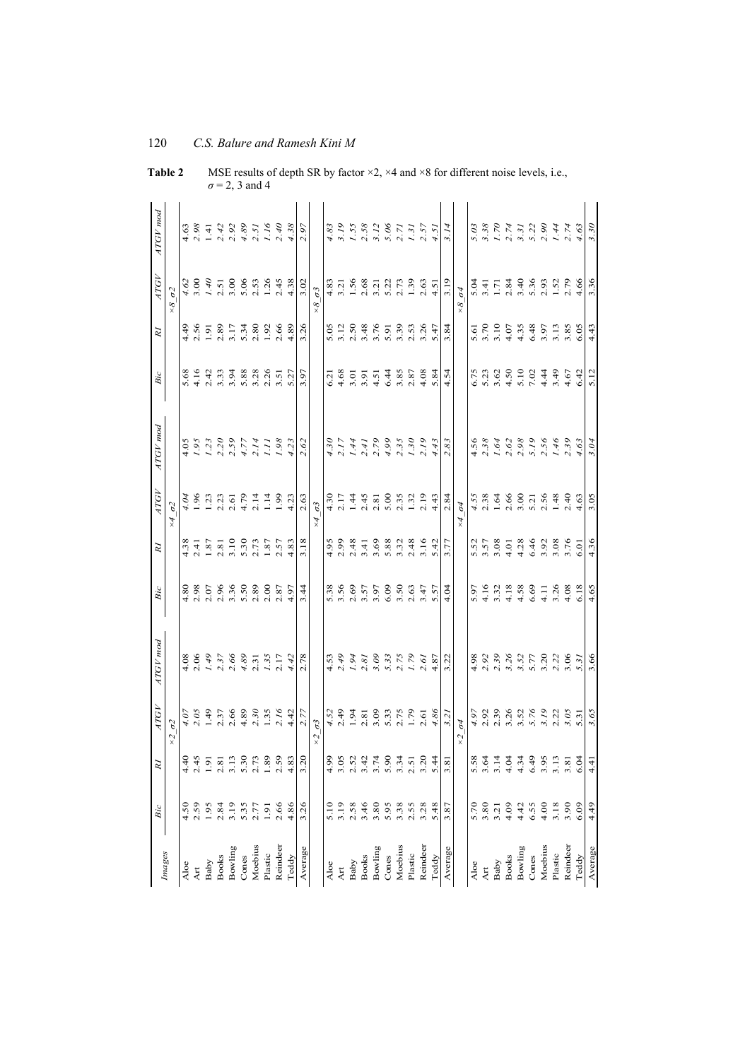**Table 2** MSE results of depth SR by factor ×2, ×4 and ×8 for different noise levels, i.e., $\sigma$ = 2, 3 and 4

| Images | Bic | RI | ATGV | ATGV mod | Bic | RI | ATGV | ATGV mod | Bic | RI | ATGV | ATGV mod |
|---|---|---|---|---|---|---|---|---|---|---|---|---|
| | | ×2_$\sigma$2 | | | | ×4_$\sigma$2 | | | | ×8_$\sigma$2 | | |
| Aloe | 4.50 | 4.40 | 4.07 | 4.08 | 4.80 | 4.38 | 4.04 | 4.05 | 5.68 | 4.49 | 4.62 | 4.63 |
| Art | 2.59 | 2.45 | 2.05 | 2.06 | 2.98 | 2.41 | 1.96 | 1.95 | 4.16 | 2.56 | 3.00 | 2.98 |
| Baby | 1.95 | 1.91 | 1.49 | 1.49 | 2.07 | 1.87 | 1.23 | 1.23 | 2.42 | 1.91 | 1.40 | 1.41 |
| Books | 2.84 | 2.81 | 2.37 | 2.37 | 2.96 | 2.81 | 2.23 | 2.20 | 3.33 | 2.89 | 2.51 | 2.42 |
| Bowling | 3.19 | 3.13 | 2.66 | 2.66 | 3.36 | 3.10 | 2.61 | 2.59 | 3.94 | 3.17 | 3.00 | 2.92 |
| Cones | 5.35 | 5.30 | 4.89 | 4.89 | 5.50 | 5.30 | 4.79 | 4.77 | 5.88 | 5.34 | 5.06 | 4.89 |
| Moebius | 2.77 | 2.73 | 2.30 | 2.31 | 2.89 | 2.73 | 2.14 | 2.14 | 3.28 | 2.80 | 2.53 | 2.51 |
| Plastic | 1.91 | 1.89 | 1.35 | 1.35 | 2.00 | 1.87 | 1.14 | 1.11 | 2.26 | 1.92 | 1.26 | 1.16 |
| Reindeer | 2.66 | 2.59 | 2.16 | 2.17 | 2.87 | 2.57 | 1.99 | 1.98 | 3.51 | 2.66 | 2.45 | 2.40 |
| Teddy | 4.86 | 4.83 | 4.42 | 4.42 | 4.97 | 4.83 | 4.23 | 4.23 | 5.27 | 4.89 | 4.38 | 4.38 |
| Average | 3.26 | 3.20 | 2.77 | 2.78 | 3.44 | 3.18 | 2.63 | 2.62 | 3.97 | 3.26 | 3.02 | 2.97 |
| | | ×2_$\sigma$3 | | | | ×4_$\sigma$3 | | | | ×8_$\sigma$3 | | |
| Aloe | 5.10 | 4.99 | 4.52 | 4.53 | 5.38 | 4.95 | 4.30 | 4.30 | 6.21 | 5.05 | 4.83 | 4.83 |
| Art | 3.19 | 3.05 | 2.49 | 2.49 | 3.56 | 2.99 | 2.17 | 2.17 | 4.68 | 3.12 | 3.21 | 3.19 |
| Baby | 2.58 | 2.52 | 1.94 | 1.94 | 2.69 | 2.48 | 1.44 | 1.44 | 3.01 | 2.50 | 1.56 | 1.55 |
| Books | 3.46 | 3.42 | 2.81 | 2.81 | 3.57 | 3.41 | 2.45 | 2.41 | 3.91 | 3.48 | 2.68 | 2.58 |
| Bowling | 3.80 | 3.74 | 3.09 | 3.09 | 3.97 | 3.69 | 2.81 | 2.79 | 4.51 | 3.76 | 3.21 | 3.12 |
| Cones | 5.95 | 5.90 | 5.33 | 5.33 | 6.09 | 5.88 | 5.00 | 4.99 | 6.44 | 5.91 | 5.22 | 5.06 |
| Moebius | 3.38 | 3.34 | 2.75 | 2.75 | 3.50 | 3.32 | 2.35 | 2.35 | 3.85 | 3.39 | 2.73 | 2.71 |
| Plastic | 2.55 | 2.51 | 1.79 | 1.79 | 2.63 | 2.48 | 1.32 | 1.30 | 2.87 | 2.53 | 1.39 | 1.31 |
| Reindeer | 3.28 | 3.20 | 2.61 | 2.61 | 3.47 | 3.16 | 2.19 | 2.19 | 4.08 | 3.26 | 2.63 | 2.57 |
| Teddy | 5.48 | 5.44 | 4.86 | 4.87 | 5.57 | 5.42 | 4.43 | 4.43 | 5.84 | 5.47 | 4.51 | 4.51 |
| Average | 3.87 | 3.81 | 3.21 | 3.22 | 4.04 | 3.77 | 2.84 | 2.83 | 4.54 | 3.84 | 3.19 | 3.14 |
| | | ×2_$\sigma$4 | | | | ×4_$\sigma$4 | | | | ×8_$\sigma$4 | | |
| Aloe | 5.70 | 5.58 | 4.97 | 4.98 | 5.97 | 5.52 | 4.55 | 4.56 | 6.75 | 5.61 | 5.04 | 5.03 |
| Art | 3.80 | 3.64 | 2.92 | 2.92 | 4.16 | 3.57 | 2.38 | 2.38 | 5.23 | 3.70 | 3.41 | 3.38 |
| Baby | 3.21 | 3.14 | 2.39 | 2.39 | 3.32 | 3.08 | 1.64 | 1.64 | 3.62 | 3.10 | 1.71 | 1.70 |
| Books | 4.09 | 4.04 | 3.26 | 3.26 | 4.18 | 4.01 | 2.66 | 2.62 | 4.50 | 4.07 | 2.84 | 2.74 |
| Bowling | 4.42 | 4.34 | 3.52 | 3.52 | 4.58 | 4.28 | 3.00 | 2.98 | 5.10 | 4.35 | 3.40 | 3.31 |
| Cones | 6.55 | 6.49 | 5.76 | 5.77 | 6.69 | 6.46 | 5.21 | 5.19 | 7.02 | 6.48 | 5.36 | 5.22 |
| Moebius | 4.00 | 3.95 | 3.19 | 3.20 | 4.11 | 3.92 | 2.56 | 2.56 | 4.44 | 3.97 | 2.93 | 2.90 |
| Plastic | 3.18 | 3.13 | 2.22 | 2.22 | 3.26 | 3.08 | 1.48 | 1.46 | 3.49 | 3.13 | 1.52 | 1.44 |
| Reindeer | 3.90 | 3.81 | 3.05 | 3.06 | 4.08 | 3.76 | 2.40 | 2.39 | 4.67 | 3.85 | 2.79 | 2.74 |
| Teddy | 6.09 | 6.04 | 5.31 | 5.31 | 6.18 | 6.01 | 4.63 | 4.63 | 6.42 | 6.05 | 4.66 | 4.63 |
| Average | 4.49 | 4.41 | 3.65 | 3.66 | 4.65 | 4.36 | 3.05 | 3.04 | 5.12 | 4.43 | 3.36 | 3.30 |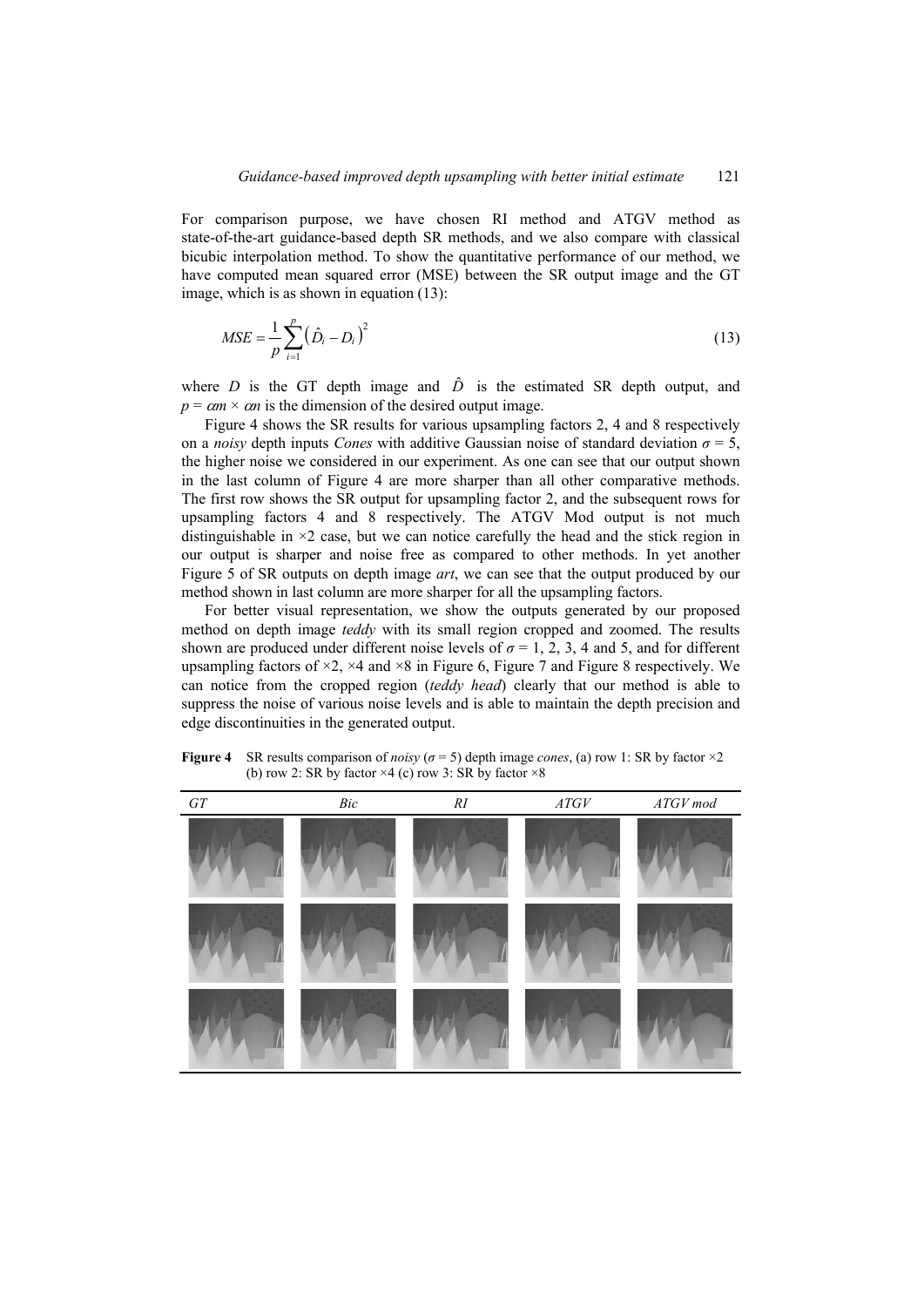For comparison purpose, we have chosen RI method and ATGV method as state-of-the-art guidance-based depth SR methods, and we also compare with classical bicubic interpolation method. To show the quantitative performance of our method, we have computed mean squared error (MSE) between the SR output image and the GT image, which is as shown in equation (13):

$$MSE = \frac{1}{p}\sum_{i=1}^{p}\left(\hat{D}_i - D_i\right)^2 \tag{13}$$

where $D$ is the GT depth image and $\hat{D}$ is the estimated SR depth output, and $p = \alpha m \times \alpha n$ is the dimension of the desired output image.

Figure 4 shows the SR results for various upsampling factors 2, 4 and 8 respectively on a *noisy* depth inputs *Cones* with additive Gaussian noise of standard deviation $\sigma = 5$, the higher noise we considered in our experiment. As one can see that our output shown in the last column of Figure 4 are more sharper than all other comparative methods. The first row shows the SR output for upsampling factor 2, and the subsequent rows for upsampling factors 4 and 8 respectively. The ATGV Mod output is not much distinguishable in ×2 case, but we can notice carefully the head and the stick region in our output is sharper and noise free as compared to other methods. In yet another Figure 5 of SR outputs on depth image *art*, we can see that the output produced by our method shown in last column are more sharper for all the upsampling factors.

For better visual representation, we show the outputs generated by our proposed method on depth image *teddy* with its small region cropped and zoomed. The results shown are produced under different noise levels of $\sigma = 1$, 2, 3, 4 and 5, and for different upsampling factors of ×2, ×4 and ×8 in Figure 6, Figure 7 and Figure 8 respectively. We can notice from the cropped region (*teddy head*) clearly that our method is able to suppress the noise of various noise levels and is able to maintain the depth precision and edge discontinuities in the generated output.

**Figure 4** SR results comparison of *noisy* ($\sigma = 5$) depth image *cones*, (a) row 1: SR by factor ×2 (b) row 2: SR by factor ×4 (c) row 3: SR by factor ×8

| *GT* | *Bic* | *RI* | *ATGV* | *ATGV mod* |
|---|---|---|---|---|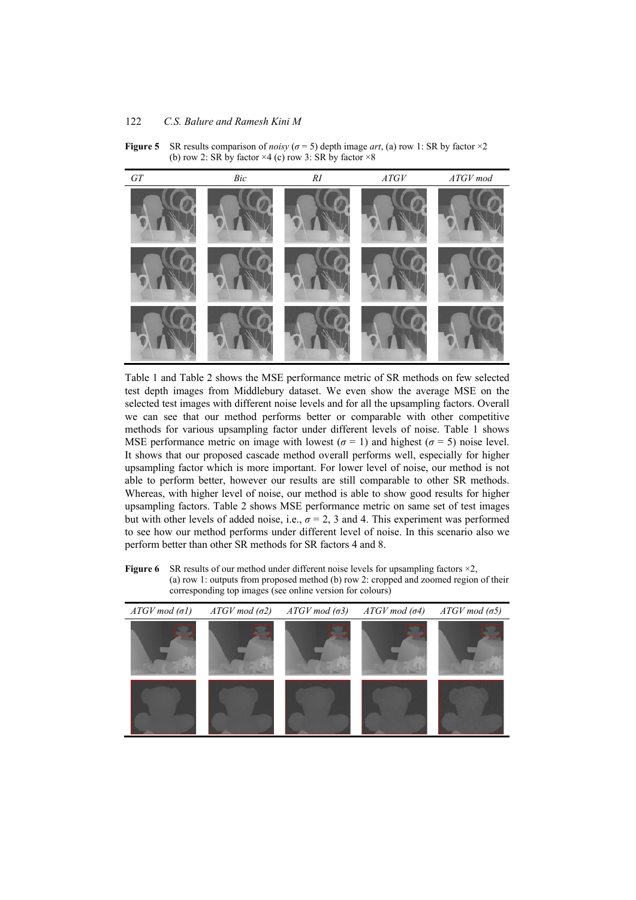**Figure 5** SR results comparison of *noisy* ($\sigma = 5$) depth image *art*, (a) row 1: SR by factor ×2 (b) row 2: SR by factor ×4 (c) row 3: SR by factor ×8

| *GT* | *Bic* | *RI* | *ATGV* | *ATGV mod* |
|---|---|---|---|---|

Table 1 and Table 2 shows the MSE performance metric of SR methods on few selected test depth images from Middlebury dataset. We even show the average MSE on the selected test images with different noise levels and for all the upsampling factors. Overall we can see that our method performs better or comparable with other competitive methods for various upsampling factor under different levels of noise. Table 1 shows MSE performance metric on image with lowest ($\sigma = 1$) and highest ($\sigma = 5$) noise level. It shows that our proposed cascade method overall performs well, especially for higher upsampling factor which is more important. For lower level of noise, our method is not able to perform better, however our results are still comparable to other SR methods. Whereas, with higher level of noise, our method is able to show good results for higher upsampling factors. Table 2 shows MSE performance metric on same set of test images but with other levels of added noise, i.e., $\sigma = 2$, 3 and 4. This experiment was performed to see how our method performs under different level of noise. In this scenario also we perform better than other SR methods for SR factors 4 and 8.

**Figure 6** SR results of our method under different noise levels for upsampling factors ×2, (a) row 1: outputs from proposed method (b) row 2: cropped and zoomed region of their corresponding top images (see online version for colours)

| *ATGV mod (σ1)* | *ATGV mod (σ2)* | *ATGV mod (σ3)* | *ATGV mod (σ4)* | *ATGV mod (σ5)* |
|---|---|---|---|---|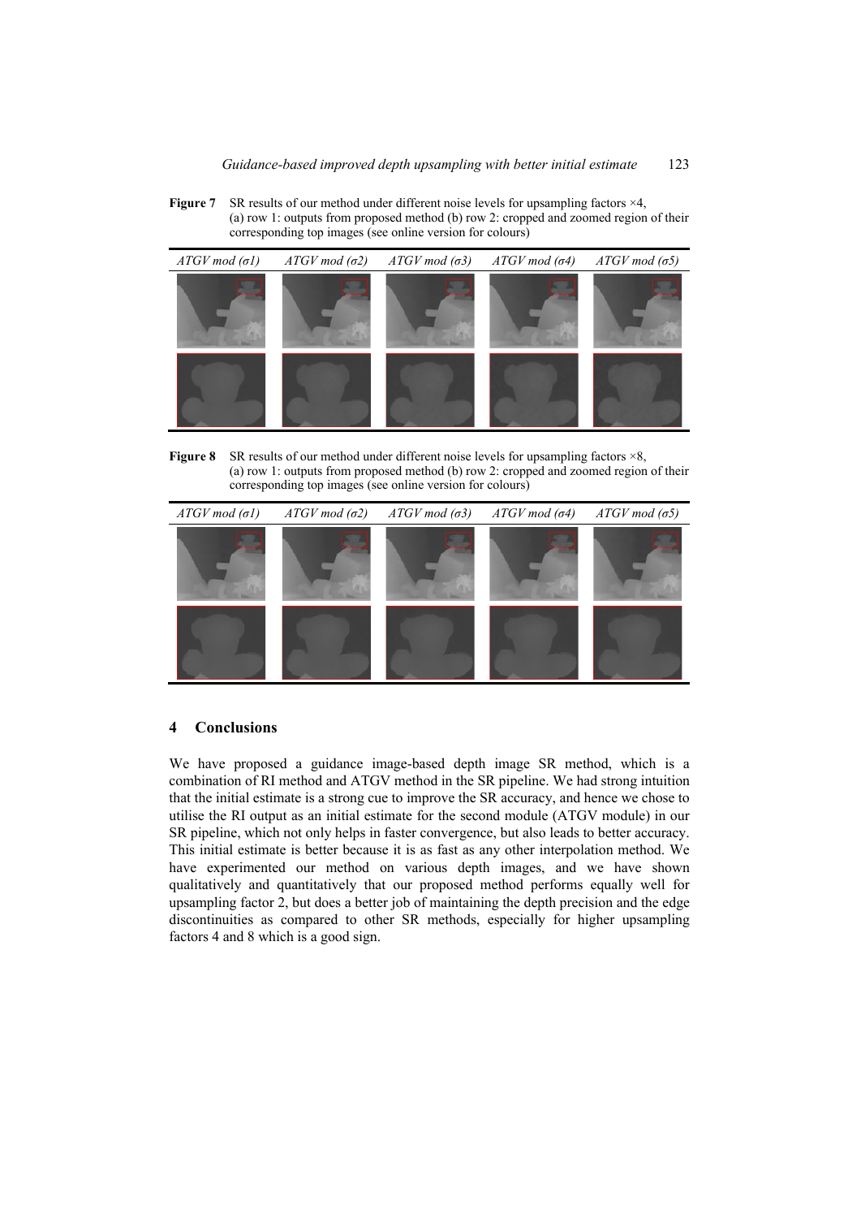**Figure 7** SR results of our method under different noise levels for upsampling factors ×4, (a) row 1: outputs from proposed method (b) row 2: cropped and zoomed region of their corresponding top images (see online version for colours)

| *ATGV mod (σ1)* | *ATGV mod (σ2)* | *ATGV mod (σ3)* | *ATGV mod (σ4)* | *ATGV mod (σ5)* |
|---|---|---|---|---|

**Figure 8** SR results of our method under different noise levels for upsampling factors ×8, (a) row 1: outputs from proposed method (b) row 2: cropped and zoomed region of their corresponding top images (see online version for colours)

| *ATGV mod (σ1)* | *ATGV mod (σ2)* | *ATGV mod (σ3)* | *ATGV mod (σ4)* | *ATGV mod (σ5)* |
|---|---|---|---|---|

## 4 Conclusions

We have proposed a guidance image-based depth image SR method, which is a combination of RI method and ATGV method in the SR pipeline. We had strong intuition that the initial estimate is a strong cue to improve the SR accuracy, and hence we chose to utilise the RI output as an initial estimate for the second module (ATGV module) in our SR pipeline, which not only helps in faster convergence, but also leads to better accuracy. This initial estimate is better because it is as fast as any other interpolation method. We have experimented our method on various depth images, and we have shown qualitatively and quantitatively that our proposed method performs equally well for upsampling factor 2, but does a better job of maintaining the depth precision and the edge discontinuities as compared to other SR methods, especially for higher upsampling factors 4 and 8 which is a good sign.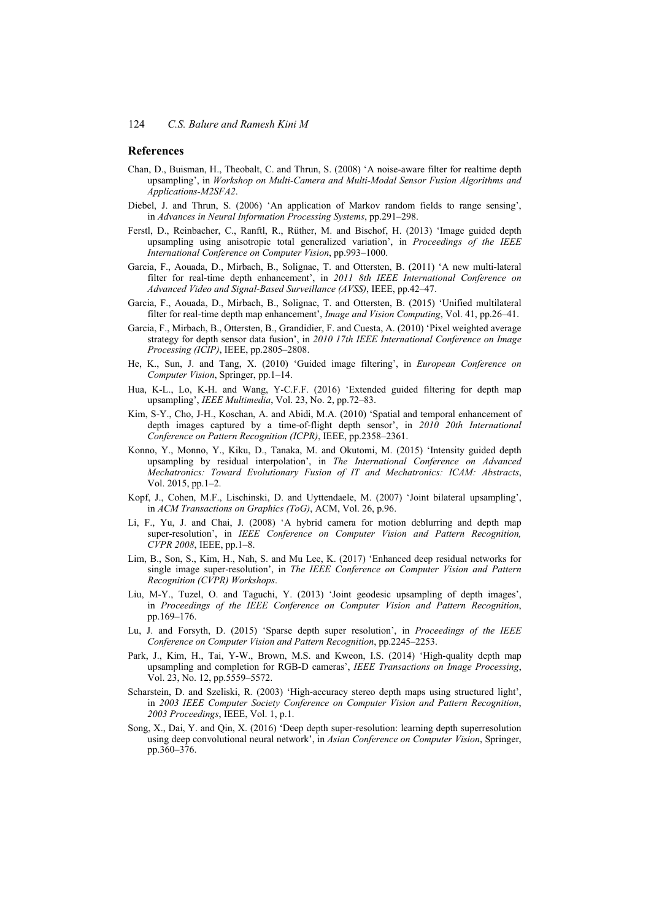## References

Chan, D., Buisman, H., Theobalt, C. and Thrun, S. (2008) 'A noise-aware filter for realtime depth upsampling', in *Workshop on Multi-Camera and Multi-Modal Sensor Fusion Algorithms and Applications-M2SFA2*.

Diebel, J. and Thrun, S. (2006) 'An application of Markov random fields to range sensing', in *Advances in Neural Information Processing Systems*, pp.291–298.

Ferstl, D., Reinbacher, C., Ranftl, R., Rüther, M. and Bischof, H. (2013) 'Image guided depth upsampling using anisotropic total generalized variation', in *Proceedings of the IEEE International Conference on Computer Vision*, pp.993–1000.

Garcia, F., Aouada, D., Mirbach, B., Solignac, T. and Ottersten, B. (2011) 'A new multi-lateral filter for real-time depth enhancement', in *2011 8th IEEE International Conference on Advanced Video and Signal-Based Surveillance (AVSS)*, IEEE, pp.42–47.

Garcia, F., Aouada, D., Mirbach, B., Solignac, T. and Ottersten, B. (2015) 'Unified multilateral filter for real-time depth map enhancement', *Image and Vision Computing*, Vol. 41, pp.26–41.

Garcia, F., Mirbach, B., Ottersten, B., Grandidier, F. and Cuesta, A. (2010) 'Pixel weighted average strategy for depth sensor data fusion', in *2010 17th IEEE International Conference on Image Processing (ICIP)*, IEEE, pp.2805–2808.

He, K., Sun, J. and Tang, X. (2010) 'Guided image filtering', in *European Conference on Computer Vision*, Springer, pp.1–14.

Hua, K-L., Lo, K-H. and Wang, Y-C.F.F. (2016) 'Extended guided filtering for depth map upsampling', *IEEE Multimedia*, Vol. 23, No. 2, pp.72–83.

Kim, S-Y., Cho, J-H., Koschan, A. and Abidi, M.A. (2010) 'Spatial and temporal enhancement of depth images captured by a time-of-flight depth sensor', in *2010 20th International Conference on Pattern Recognition (ICPR)*, IEEE, pp.2358–2361.

Konno, Y., Monno, Y., Kiku, D., Tanaka, M. and Okutomi, M. (2015) 'Intensity guided depth upsampling by residual interpolation', in *The International Conference on Advanced Mechatronics: Toward Evolutionary Fusion of IT and Mechatronics: ICAM: Abstracts*, Vol. 2015, pp.1–2.

Kopf, J., Cohen, M.F., Lischinski, D. and Uyttendaele, M. (2007) 'Joint bilateral upsampling', in *ACM Transactions on Graphics (ToG)*, ACM, Vol. 26, p.96.

Li, F., Yu, J. and Chai, J. (2008) 'A hybrid camera for motion deblurring and depth map super-resolution', in *IEEE Conference on Computer Vision and Pattern Recognition, CVPR 2008*, IEEE, pp.1–8.

Lim, B., Son, S., Kim, H., Nah, S. and Mu Lee, K. (2017) 'Enhanced deep residual networks for single image super-resolution', in *The IEEE Conference on Computer Vision and Pattern Recognition (CVPR) Workshops*.

Liu, M-Y., Tuzel, O. and Taguchi, Y. (2013) 'Joint geodesic upsampling of depth images', in *Proceedings of the IEEE Conference on Computer Vision and Pattern Recognition*, pp.169–176.

Lu, J. and Forsyth, D. (2015) 'Sparse depth super resolution', in *Proceedings of the IEEE Conference on Computer Vision and Pattern Recognition*, pp.2245–2253.

Park, J., Kim, H., Tai, Y-W., Brown, M.S. and Kweon, I.S. (2014) 'High-quality depth map upsampling and completion for RGB-D cameras', *IEEE Transactions on Image Processing*, Vol. 23, No. 12, pp.5559–5572.

Scharstein, D. and Szeliski, R. (2003) 'High-accuracy stereo depth maps using structured light', in *2003 IEEE Computer Society Conference on Computer Vision and Pattern Recognition*, *2003 Proceedings*, IEEE, Vol. 1, p.1.

Song, X., Dai, Y. and Qin, X. (2016) 'Deep depth super-resolution: learning depth superresolution using deep convolutional neural network', in *Asian Conference on Computer Vision*, Springer, pp.360–376.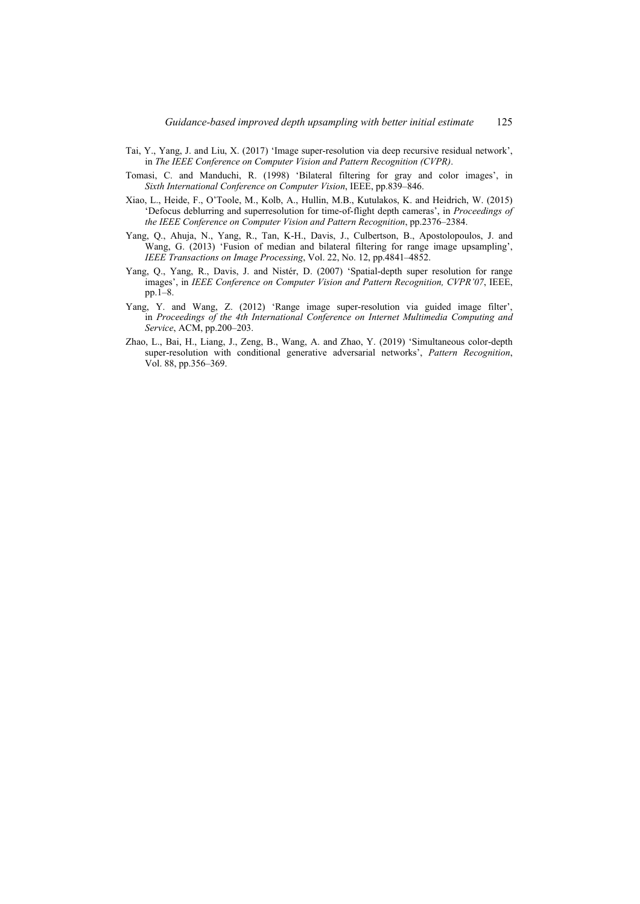Tai, Y., Yang, J. and Liu, X. (2017) 'Image super-resolution via deep recursive residual network', in *The IEEE Conference on Computer Vision and Pattern Recognition (CVPR)*.

Tomasi, C. and Manduchi, R. (1998) 'Bilateral filtering for gray and color images', in *Sixth International Conference on Computer Vision*, IEEE, pp.839–846.

Xiao, L., Heide, F., O'Toole, M., Kolb, A., Hullin, M.B., Kutulakos, K. and Heidrich, W. (2015) 'Defocus deblurring and superresolution for time-of-flight depth cameras', in *Proceedings of the IEEE Conference on Computer Vision and Pattern Recognition*, pp.2376–2384.

Yang, Q., Ahuja, N., Yang, R., Tan, K-H., Davis, J., Culbertson, B., Apostolopoulos, J. and Wang, G. (2013) 'Fusion of median and bilateral filtering for range image upsampling', *IEEE Transactions on Image Processing*, Vol. 22, No. 12, pp.4841–4852.

Yang, Q., Yang, R., Davis, J. and Nistér, D. (2007) 'Spatial-depth super resolution for range images', in *IEEE Conference on Computer Vision and Pattern Recognition, CVPR'07*, IEEE, pp.1–8.

Yang, Y. and Wang, Z. (2012) 'Range image super-resolution via guided image filter', in *Proceedings of the 4th International Conference on Internet Multimedia Computing and Service*, ACM, pp.200–203.

Zhao, L., Bai, H., Liang, J., Zeng, B., Wang, A. and Zhao, Y. (2019) 'Simultaneous color-depth super-resolution with conditional generative adversarial networks', *Pattern Recognition*, Vol. 88, pp.356–369.